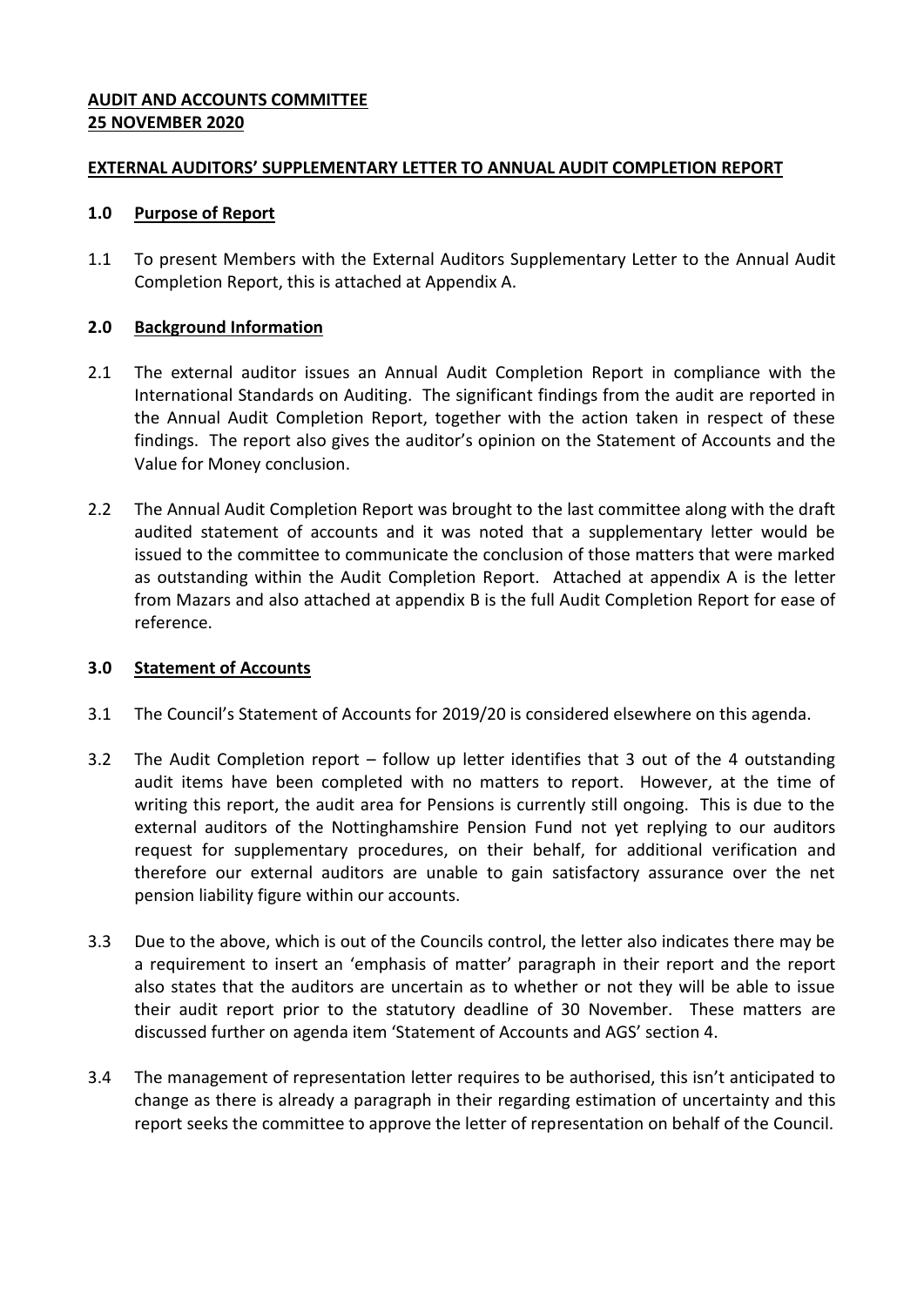**AUDIT AND ACCOUNTS COMMITTEE**
**25 NOVEMBER 2020**

**EXTERNAL AUDITORS' SUPPLEMENTARY LETTER TO ANNUAL AUDIT COMPLETION REPORT**

## 1.0 Purpose of Report

1.1 To present Members with the External Auditors Supplementary Letter to the Annual Audit Completion Report, this is attached at Appendix A.

## 2.0 Background Information

2.1 The external auditor issues an Annual Audit Completion Report in compliance with the International Standards on Auditing. The significant findings from the audit are reported in the Annual Audit Completion Report, together with the action taken in respect of these findings. The report also gives the auditor's opinion on the Statement of Accounts and the Value for Money conclusion.

2.2 The Annual Audit Completion Report was brought to the last committee along with the draft audited statement of accounts and it was noted that a supplementary letter would be issued to the committee to communicate the conclusion of those matters that were marked as outstanding within the Audit Completion Report. Attached at appendix A is the letter from Mazars and also attached at appendix B is the full Audit Completion Report for ease of reference.

## 3.0 Statement of Accounts

3.1 The Council's Statement of Accounts for 2019/20 is considered elsewhere on this agenda.

3.2 The Audit Completion report – follow up letter identifies that 3 out of the 4 outstanding audit items have been completed with no matters to report. However, at the time of writing this report, the audit area for Pensions is currently still ongoing. This is due to the external auditors of the Nottinghamshire Pension Fund not yet replying to our auditors request for supplementary procedures, on their behalf, for additional verification and therefore our external auditors are unable to gain satisfactory assurance over the net pension liability figure within our accounts.

3.3 Due to the above, which is out of the Councils control, the letter also indicates there may be a requirement to insert an 'emphasis of matter' paragraph in their report and the report also states that the auditors are uncertain as to whether or not they will be able to issue their audit report prior to the statutory deadline of 30 November. These matters are discussed further on agenda item 'Statement of Accounts and AGS' section 4.

3.4 The management of representation letter requires to be authorised, this isn't anticipated to change as there is already a paragraph in their regarding estimation of uncertainty and this report seeks the committee to approve the letter of representation on behalf of the Council.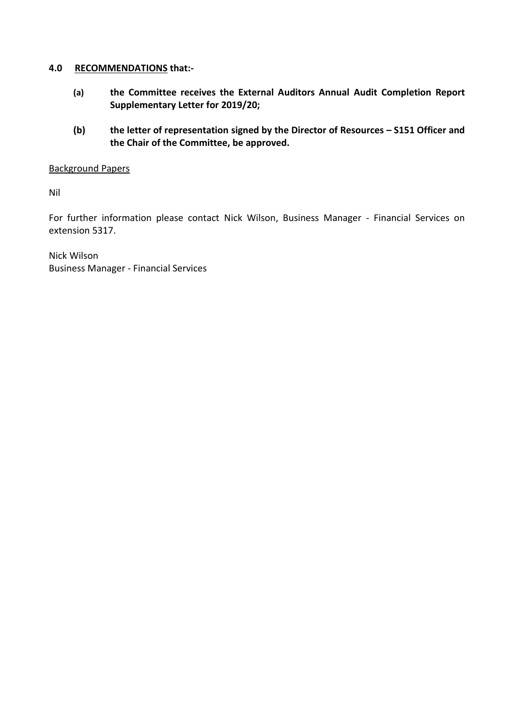## 4.0 **RECOMMENDATIONS** that:-

**(a) the Committee receives the External Auditors Annual Audit Completion Report Supplementary Letter for 2019/20;**

**(b) the letter of representation signed by the Director of Resources – S151 Officer and the Chair of the Committee, be approved.**

Background Papers

Nil

For further information please contact Nick Wilson, Business Manager - Financial Services on extension 5317.

Nick Wilson
Business Manager - Financial Services